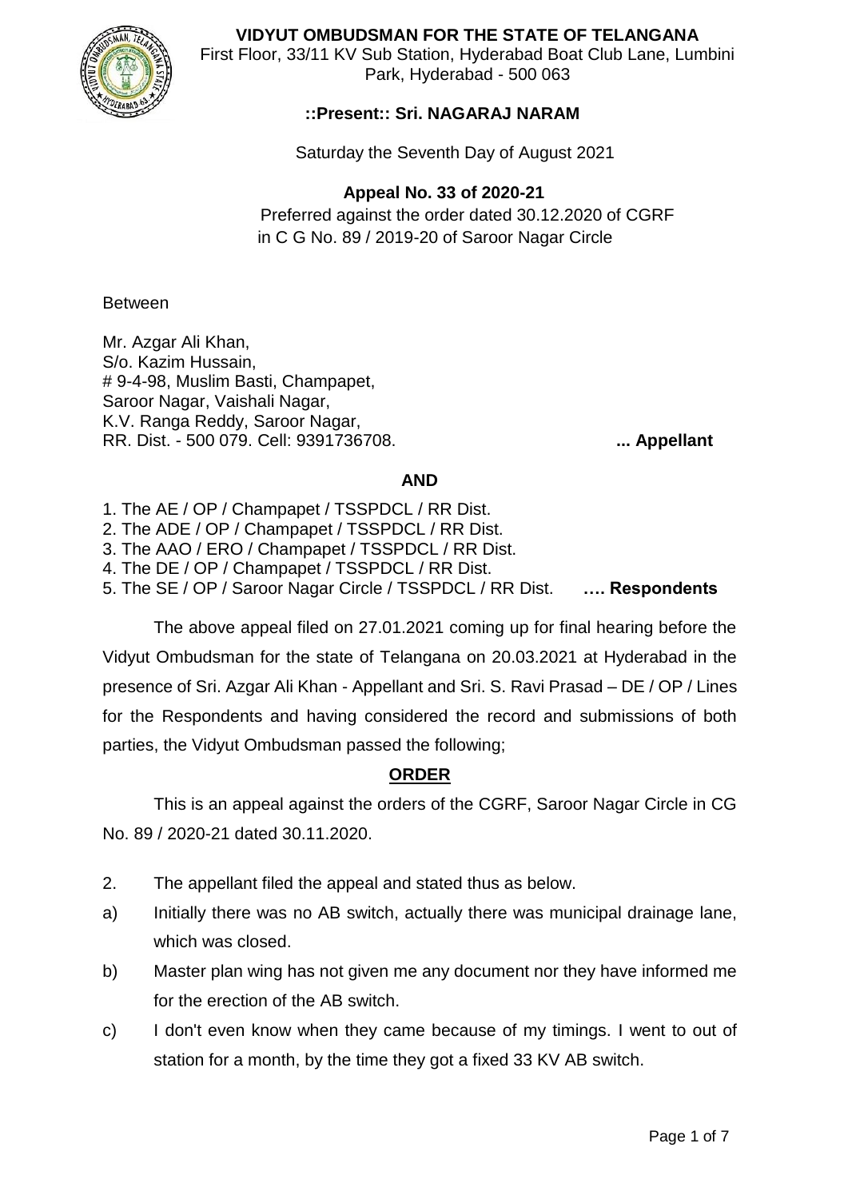**VIDYUT OMBUDSMAN FOR THE STATE OF TELANGANA**
First Floor, 33/11 KV Sub Station, Hyderabad Boat Club Lane, Lumbini Park, Hyderabad - 500 063

**::Present:: Sri. NAGARAJ NARAM**

Saturday the Seventh Day of August 2021

**Appeal No. 33 of 2020-21**
Preferred against the order dated 30.12.2020 of CGRF in C G No. 89 / 2019-20 of Saroor Nagar Circle

Between

Mr. Azgar Ali Khan,
S/o. Kazim Hussain,
# 9-4-98, Muslim Basti, Champapet,
Saroor Nagar, Vaishali Nagar,
K.V. Ranga Reddy, Saroor Nagar,
RR. Dist. - 500 079. Cell: 9391736708. **... Appellant**

**AND**

1. The AE / OP / Champapet / TSSPDCL / RR Dist.
2. The ADE / OP / Champapet / TSSPDCL / RR Dist.
3. The AAO / ERO / Champapet / TSSPDCL / RR Dist.
4. The DE / OP / Champapet / TSSPDCL / RR Dist.
5. The SE / OP / Saroor Nagar Circle / TSSPDCL / RR Dist. **…. Respondents**

The above appeal filed on 27.01.2021 coming up for final hearing before the Vidyut Ombudsman for the state of Telangana on 20.03.2021 at Hyderabad in the presence of Sri. Azgar Ali Khan - Appellant and Sri. S. Ravi Prasad – DE / OP / Lines for the Respondents and having considered the record and submissions of both parties, the Vidyut Ombudsman passed the following;

**ORDER**

This is an appeal against the orders of the CGRF, Saroor Nagar Circle in CG No. 89 / 2020-21 dated 30.11.2020.

2. The appellant filed the appeal and stated thus as below.

a) Initially there was no AB switch, actually there was municipal drainage lane, which was closed.

b) Master plan wing has not given me any document nor they have informed me for the erection of the AB switch.

c) I don't even know when they came because of my timings. I went to out of station for a month, by the time they got a fixed 33 KV AB switch.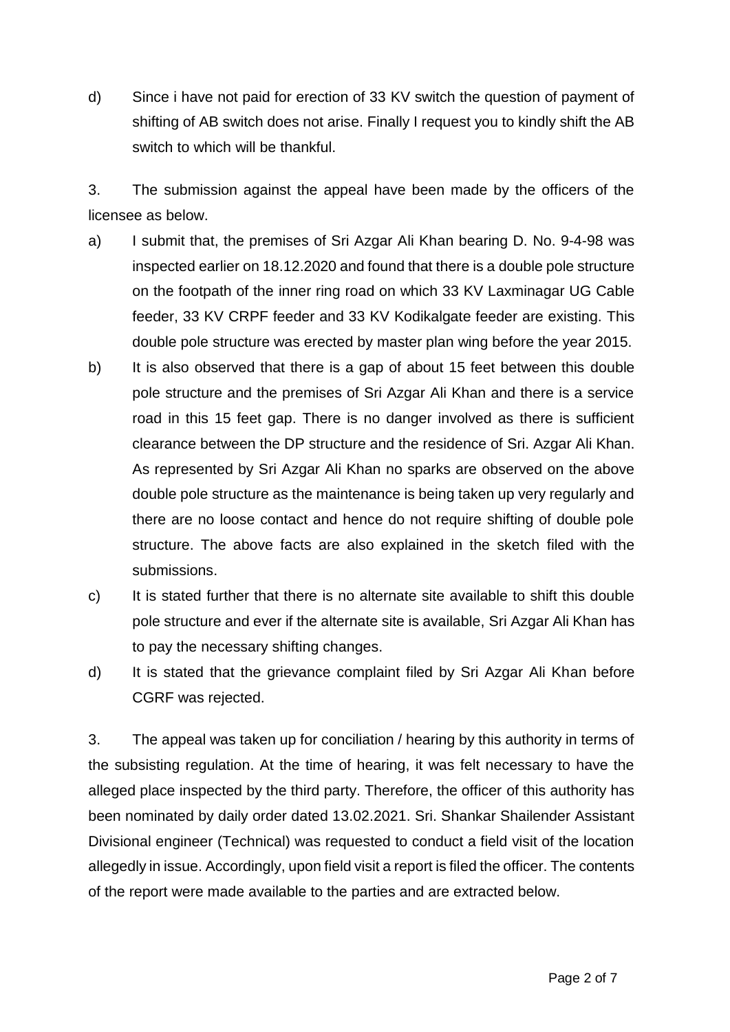d) Since i have not paid for erection of 33 KV switch the question of payment of shifting of AB switch does not arise. Finally I request you to kindly shift the AB switch to which will be thankful.

3. The submission against the appeal have been made by the officers of the licensee as below.

a) I submit that, the premises of Sri Azgar Ali Khan bearing D. No. 9-4-98 was inspected earlier on 18.12.2020 and found that there is a double pole structure on the footpath of the inner ring road on which 33 KV Laxminagar UG Cable feeder, 33 KV CRPF feeder and 33 KV Kodikalgate feeder are existing. This double pole structure was erected by master plan wing before the year 2015.

b) It is also observed that there is a gap of about 15 feet between this double pole structure and the premises of Sri Azgar Ali Khan and there is a service road in this 15 feet gap. There is no danger involved as there is sufficient clearance between the DP structure and the residence of Sri. Azgar Ali Khan. As represented by Sri Azgar Ali Khan no sparks are observed on the above double pole structure as the maintenance is being taken up very regularly and there are no loose contact and hence do not require shifting of double pole structure. The above facts are also explained in the sketch filed with the submissions.

c) It is stated further that there is no alternate site available to shift this double pole structure and ever if the alternate site is available, Sri Azgar Ali Khan has to pay the necessary shifting changes.

d) It is stated that the grievance complaint filed by Sri Azgar Ali Khan before CGRF was rejected.

3. The appeal was taken up for conciliation / hearing by this authority in terms of the subsisting regulation. At the time of hearing, it was felt necessary to have the alleged place inspected by the third party. Therefore, the officer of this authority has been nominated by daily order dated 13.02.2021. Sri. Shankar Shailender Assistant Divisional engineer (Technical) was requested to conduct a field visit of the location allegedly in issue. Accordingly, upon field visit a report is filed the officer. The contents of the report were made available to the parties and are extracted below.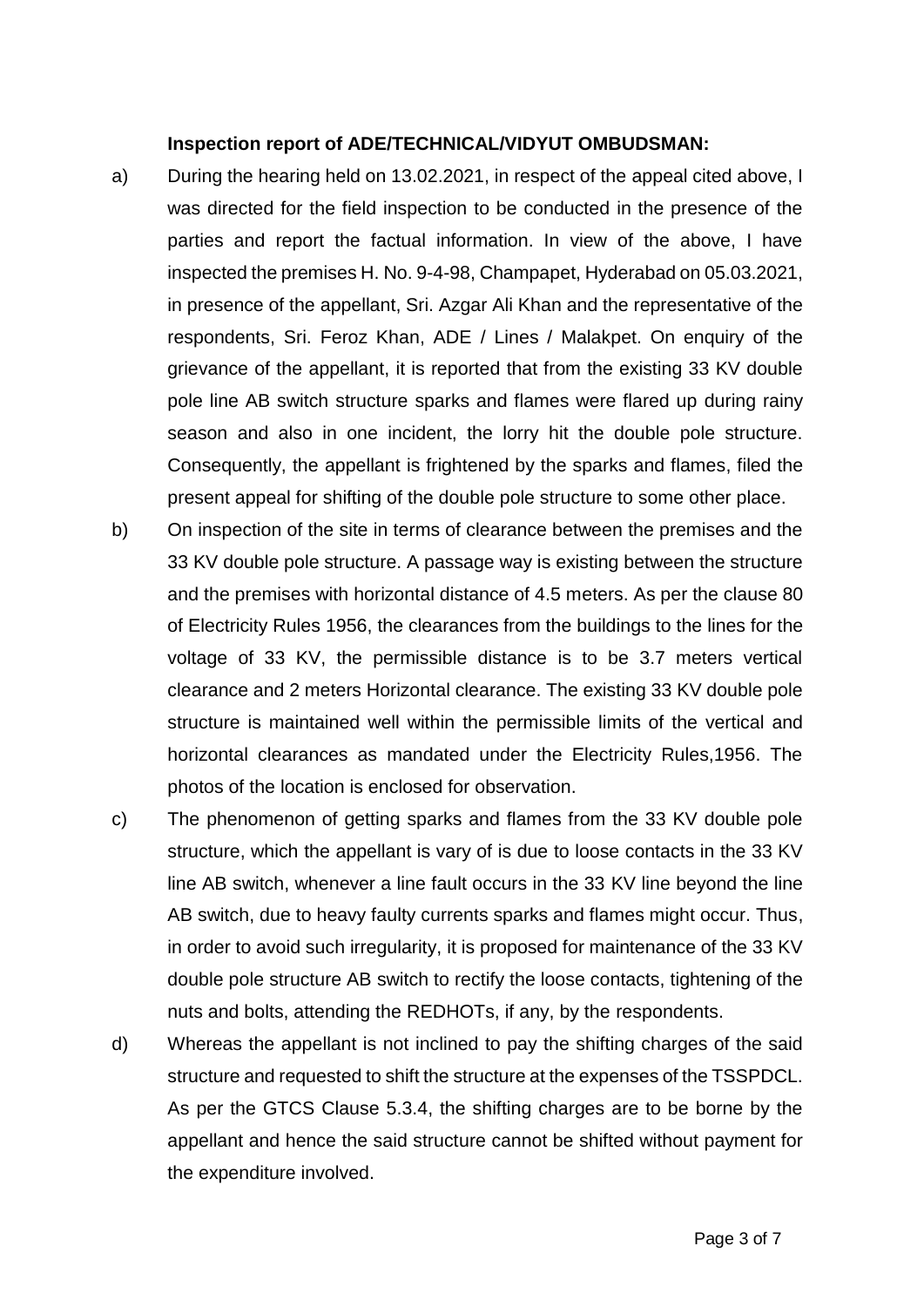**Inspection report of ADE/TECHNICAL/VIDYUT OMBUDSMAN:**

a) During the hearing held on 13.02.2021, in respect of the appeal cited above, I was directed for the field inspection to be conducted in the presence of the parties and report the factual information. In view of the above, I have inspected the premises H. No. 9-4-98, Champapet, Hyderabad on 05.03.2021, in presence of the appellant, Sri. Azgar Ali Khan and the representative of the respondents, Sri. Feroz Khan, ADE / Lines / Malakpet. On enquiry of the grievance of the appellant, it is reported that from the existing 33 KV double pole line AB switch structure sparks and flames were flared up during rainy season and also in one incident, the lorry hit the double pole structure. Consequently, the appellant is frightened by the sparks and flames, filed the present appeal for shifting of the double pole structure to some other place.

b) On inspection of the site in terms of clearance between the premises and the 33 KV double pole structure. A passage way is existing between the structure and the premises with horizontal distance of 4.5 meters. As per the clause 80 of Electricity Rules 1956, the clearances from the buildings to the lines for the voltage of 33 KV, the permissible distance is to be 3.7 meters vertical clearance and 2 meters Horizontal clearance. The existing 33 KV double pole structure is maintained well within the permissible limits of the vertical and horizontal clearances as mandated under the Electricity Rules,1956. The photos of the location is enclosed for observation.

c) The phenomenon of getting sparks and flames from the 33 KV double pole structure, which the appellant is vary of is due to loose contacts in the 33 KV line AB switch, whenever a line fault occurs in the 33 KV line beyond the line AB switch, due to heavy faulty currents sparks and flames might occur. Thus, in order to avoid such irregularity, it is proposed for maintenance of the 33 KV double pole structure AB switch to rectify the loose contacts, tightening of the nuts and bolts, attending the REDHOTs, if any, by the respondents.

d) Whereas the appellant is not inclined to pay the shifting charges of the said structure and requested to shift the structure at the expenses of the TSSPDCL. As per the GTCS Clause 5.3.4, the shifting charges are to be borne by the appellant and hence the said structure cannot be shifted without payment for the expenditure involved.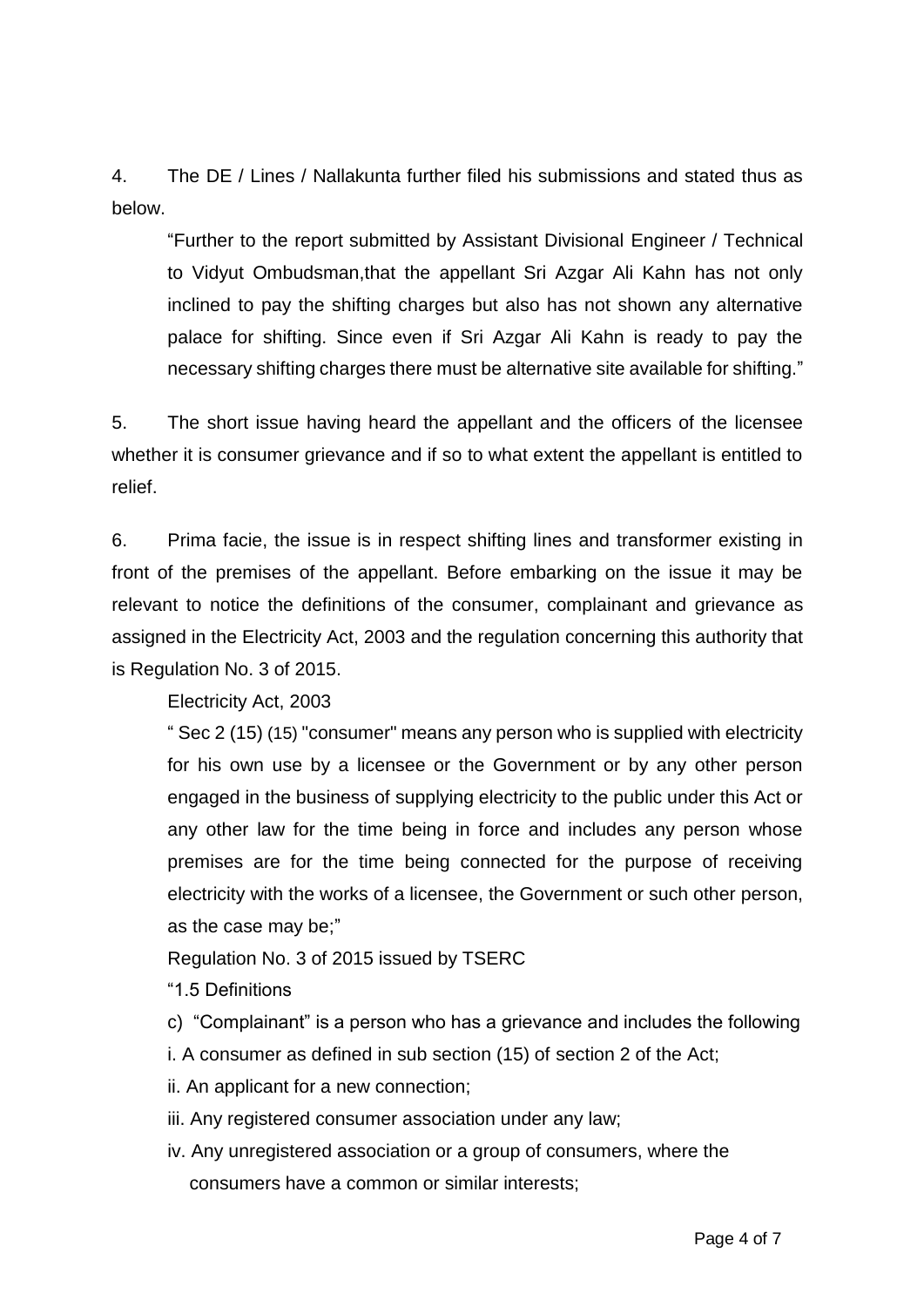4. The DE / Lines / Nallakunta further filed his submissions and stated thus as below.

> "Further to the report submitted by Assistant Divisional Engineer / Technical to Vidyut Ombudsman,that the appellant Sri Azgar Ali Kahn has not only inclined to pay the shifting charges but also has not shown any alternative palace for shifting. Since even if Sri Azgar Ali Kahn is ready to pay the necessary shifting charges there must be alternative site available for shifting."

5. The short issue having heard the appellant and the officers of the licensee whether it is consumer grievance and if so to what extent the appellant is entitled to relief.

6. Prima facie, the issue is in respect shifting lines and transformer existing in front of the premises of the appellant. Before embarking on the issue it may be relevant to notice the definitions of the consumer, complainant and grievance as assigned in the Electricity Act, 2003 and the regulation concerning this authority that is Regulation No. 3 of 2015.

> Electricity Act, 2003
>
> " Sec 2 (15) (15) "consumer" means any person who is supplied with electricity for his own use by a licensee or the Government or by any other person engaged in the business of supplying electricity to the public under this Act or any other law for the time being in force and includes any person whose premises are for the time being connected for the purpose of receiving electricity with the works of a licensee, the Government or such other person, as the case may be;"
>
> Regulation No. 3 of 2015 issued by TSERC
>
> "1.5 Definitions
>
> c) "Complainant" is a person who has a grievance and includes the following
>
> i. A consumer as defined in sub section (15) of section 2 of the Act;
>
> ii. An applicant for a new connection;
>
> iii. Any registered consumer association under any law;
>
> iv. Any unregistered association or a group of consumers, where the consumers have a common or similar interests;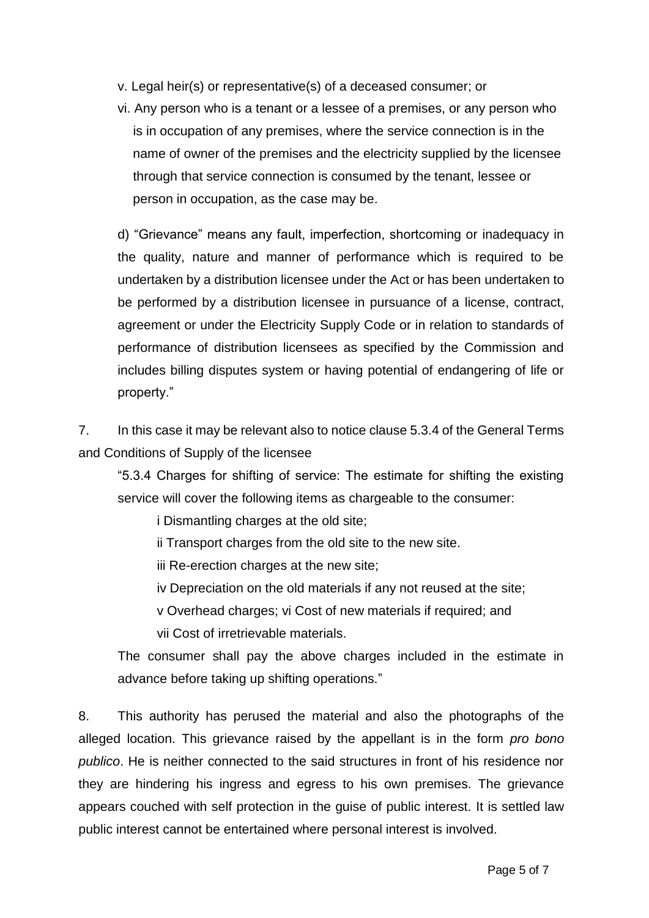v. Legal heir(s) or representative(s) of a deceased consumer; or

vi. Any person who is a tenant or a lessee of a premises, or any person who is in occupation of any premises, where the service connection is in the name of owner of the premises and the electricity supplied by the licensee through that service connection is consumed by the tenant, lessee or person in occupation, as the case may be.

d) "Grievance" means any fault, imperfection, shortcoming or inadequacy in the quality, nature and manner of performance which is required to be undertaken by a distribution licensee under the Act or has been undertaken to be performed by a distribution licensee in pursuance of a license, contract, agreement or under the Electricity Supply Code or in relation to standards of performance of distribution licensees as specified by the Commission and includes billing disputes system or having potential of endangering of life or property."

7. In this case it may be relevant also to notice clause 5.3.4 of the General Terms and Conditions of Supply of the licensee

"5.3.4 Charges for shifting of service: The estimate for shifting the existing service will cover the following items as chargeable to the consumer:

i Dismantling charges at the old site;

ii Transport charges from the old site to the new site.

iii Re-erection charges at the new site;

iv Depreciation on the old materials if any not reused at the site;

v Overhead charges; vi Cost of new materials if required; and

vii Cost of irretrievable materials.

The consumer shall pay the above charges included in the estimate in advance before taking up shifting operations."

8. This authority has perused the material and also the photographs of the alleged location. This grievance raised by the appellant is in the form *pro bono publico*. He is neither connected to the said structures in front of his residence nor they are hindering his ingress and egress to his own premises. The grievance appears couched with self protection in the guise of public interest. It is settled law public interest cannot be entertained where personal interest is involved.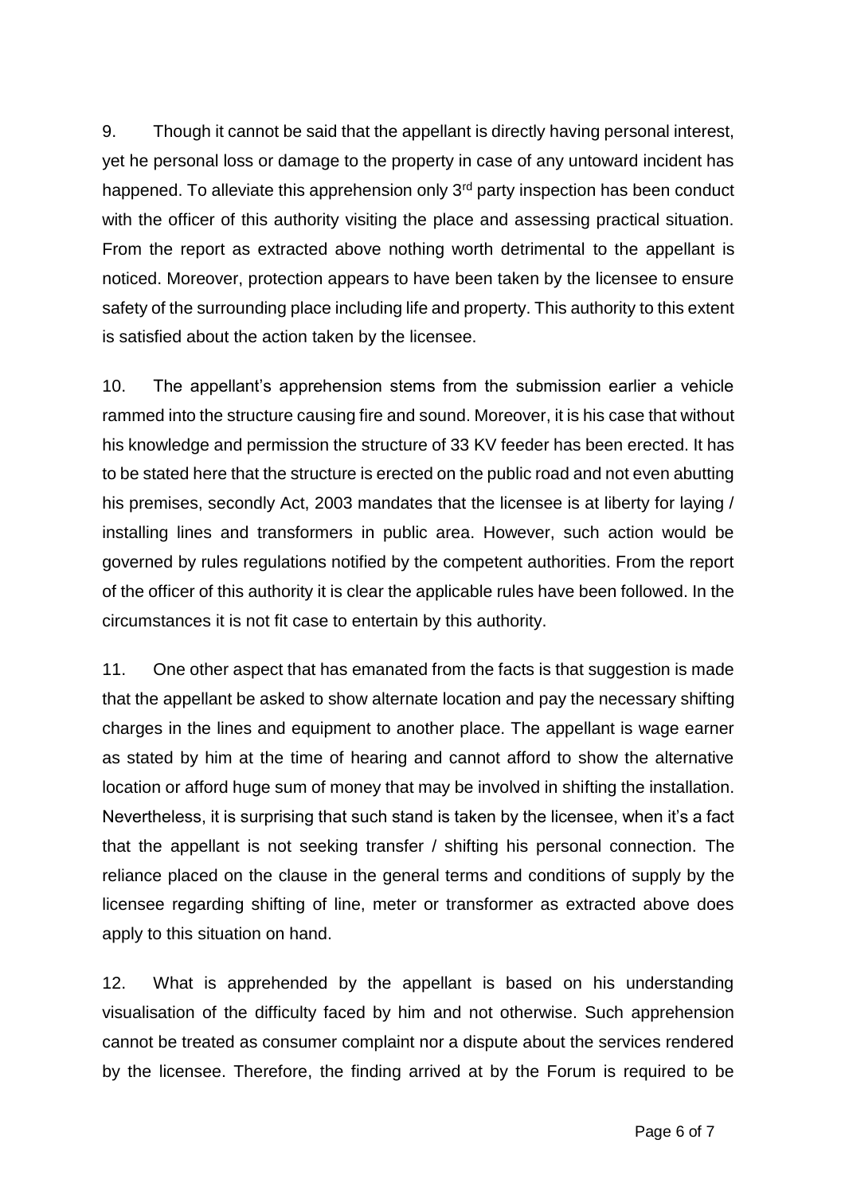9. Though it cannot be said that the appellant is directly having personal interest, yet he personal loss or damage to the property in case of any untoward incident has happened. To alleviate this apprehension only 3rd party inspection has been conduct with the officer of this authority visiting the place and assessing practical situation. From the report as extracted above nothing worth detrimental to the appellant is noticed. Moreover, protection appears to have been taken by the licensee to ensure safety of the surrounding place including life and property. This authority to this extent is satisfied about the action taken by the licensee.

10. The appellant's apprehension stems from the submission earlier a vehicle rammed into the structure causing fire and sound. Moreover, it is his case that without his knowledge and permission the structure of 33 KV feeder has been erected. It has to be stated here that the structure is erected on the public road and not even abutting his premises, secondly Act, 2003 mandates that the licensee is at liberty for laying / installing lines and transformers in public area. However, such action would be governed by rules regulations notified by the competent authorities. From the report of the officer of this authority it is clear the applicable rules have been followed. In the circumstances it is not fit case to entertain by this authority.

11. One other aspect that has emanated from the facts is that suggestion is made that the appellant be asked to show alternate location and pay the necessary shifting charges in the lines and equipment to another place. The appellant is wage earner as stated by him at the time of hearing and cannot afford to show the alternative location or afford huge sum of money that may be involved in shifting the installation. Nevertheless, it is surprising that such stand is taken by the licensee, when it's a fact that the appellant is not seeking transfer / shifting his personal connection. The reliance placed on the clause in the general terms and conditions of supply by the licensee regarding shifting of line, meter or transformer as extracted above does apply to this situation on hand.

12. What is apprehended by the appellant is based on his understanding visualisation of the difficulty faced by him and not otherwise. Such apprehension cannot be treated as consumer complaint nor a dispute about the services rendered by the licensee. Therefore, the finding arrived at by the Forum is required to be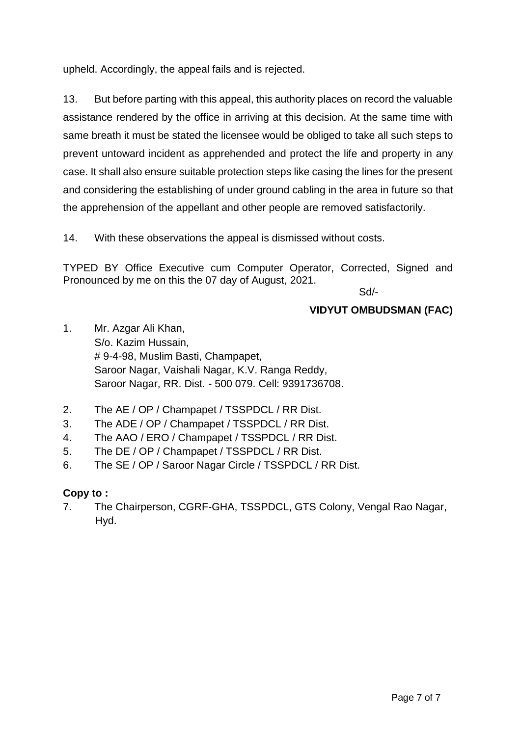upheld. Accordingly, the appeal fails and is rejected.

13. But before parting with this appeal, this authority places on record the valuable assistance rendered by the office in arriving at this decision. At the same time with same breath it must be stated the licensee would be obliged to take all such steps to prevent untoward incident as apprehended and protect the life and property in any case. It shall also ensure suitable protection steps like casing the lines for the present and considering the establishing of under ground cabling in the area in future so that the apprehension of the appellant and other people are removed satisfactorily.

14. With these observations the appeal is dismissed without costs.

TYPED BY Office Executive cum Computer Operator, Corrected, Signed and Pronounced by me on this the 07 day of August, 2021.

Sd/-

**VIDYUT OMBUDSMAN (FAC)**

1. Mr. Azgar Ali Khan,
   S/o. Kazim Hussain,
   # 9-4-98, Muslim Basti, Champapet,
   Saroor Nagar, Vaishali Nagar, K.V. Ranga Reddy,
   Saroor Nagar, RR. Dist. - 500 079. Cell: 9391736708.

2. The AE / OP / Champapet / TSSPDCL / RR Dist.
3. The ADE / OP / Champapet / TSSPDCL / RR Dist.
4. The AAO / ERO / Champapet / TSSPDCL / RR Dist.
5. The DE / OP / Champapet / TSSPDCL / RR Dist.
6. The SE / OP / Saroor Nagar Circle / TSSPDCL / RR Dist.

**Copy to :**

7. The Chairperson, CGRF-GHA, TSSPDCL, GTS Colony, Vengal Rao Nagar, Hyd.